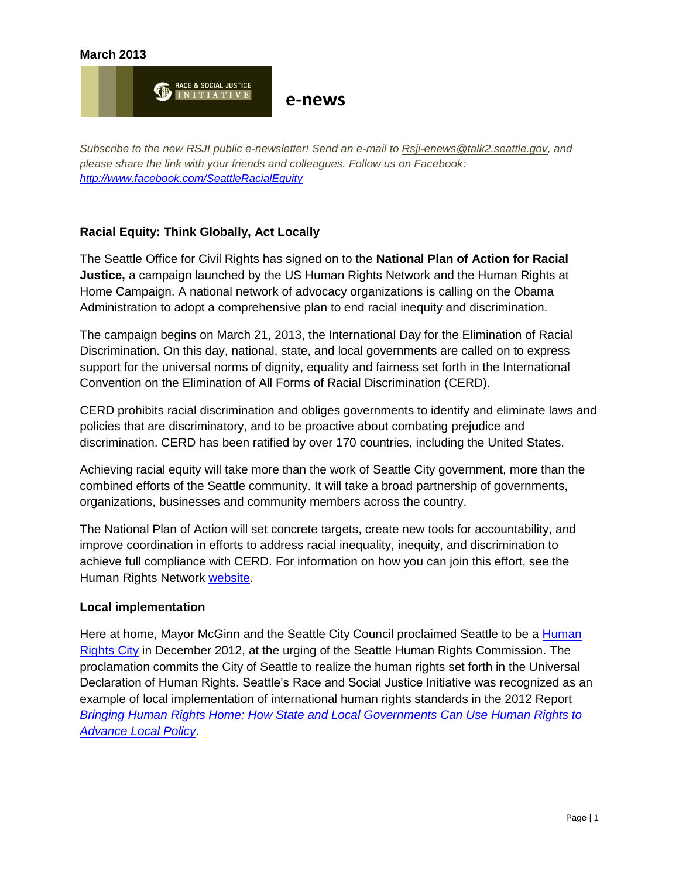**March 2013**

RACE & SOCIAL JUSTICE INITIATIVE

**e-news**

*Subscribe to the new RSJI public e-newsletter! Send an e-mail to [Rsji-enews@talk2.seattle.gov](mailto:Rsji-enews@talk2.seattle.gov), and please share the link with your friends and colleagues. Follow us on Facebook: [http://www.facebook.com/SeattleRacialEquity](http://www.facebook.com/SeattleRacialEquity)*

## Racial Equity: Think Globally, Act Locally

The Seattle Office for Civil Rights has signed on to the **National Plan of Action for Racial Justice,** a campaign launched by the US Human Rights Network and the Human Rights at Home Campaign. A national network of advocacy organizations is calling on the Obama Administration to adopt a comprehensive plan to end racial inequity and discrimination.

The campaign begins on March 21, 2013, the International Day for the Elimination of Racial Discrimination. On this day, national, state, and local governments are called on to express support for the universal norms of dignity, equality and fairness set forth in the International Convention on the Elimination of All Forms of Racial Discrimination (CERD).

CERD prohibits racial discrimination and obliges governments to identify and eliminate laws and policies that are discriminatory, and to be proactive about combating prejudice and discrimination. CERD has been ratified by over 170 countries, including the United States.

Achieving racial equity will take more than the work of Seattle City government, more than the combined efforts of the Seattle community. It will take a broad partnership of governments, organizations, businesses and community members across the country.

The National Plan of Action will set concrete targets, create new tools for accountability, and improve coordination in efforts to address racial inequality, inequity, and discrimination to achieve full compliance with CERD. For information on how you can join this effort, see the Human Rights Network website.

### Local implementation

Here at home, Mayor McGinn and the Seattle City Council proclaimed Seattle to be a Human Rights City in December 2012, at the urging of the Seattle Human Rights Commission. The proclamation commits the City of Seattle to realize the human rights set forth in the Universal Declaration of Human Rights. Seattle's Race and Social Justice Initiative was recognized as an example of local implementation of international human rights standards in the 2012 Report *Bringing Human Rights Home: How State and Local Governments Can Use Human Rights to Advance Local Policy*.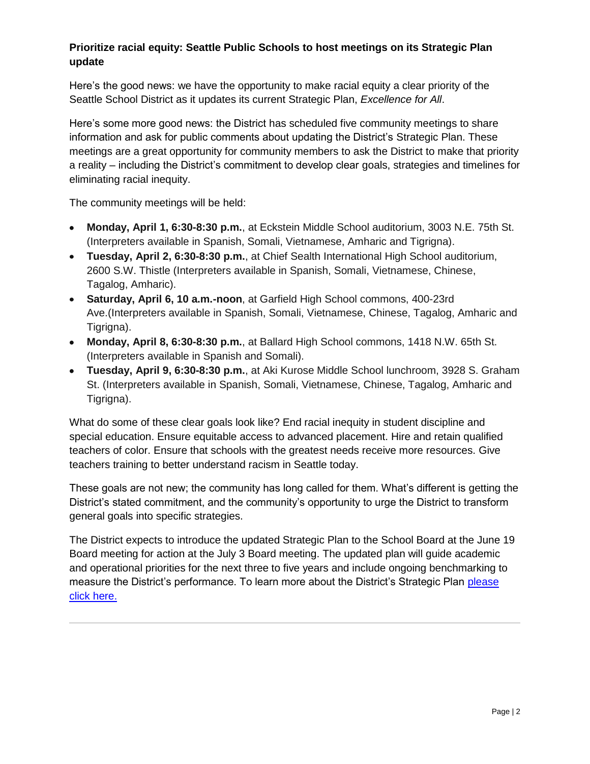**Prioritize racial equity: Seattle Public Schools to host meetings on its Strategic Plan update**

Here's the good news: we have the opportunity to make racial equity a clear priority of the Seattle School District as it updates its current Strategic Plan, *Excellence for All*.

Here's some more good news: the District has scheduled five community meetings to share information and ask for public comments about updating the District's Strategic Plan. These meetings are a great opportunity for community members to ask the District to make that priority a reality – including the District's commitment to develop clear goals, strategies and timelines for eliminating racial inequity.

The community meetings will be held:

- **Monday, April 1, 6:30-8:30 p.m.**, at Eckstein Middle School auditorium, 3003 N.E. 75th St. (Interpreters available in Spanish, Somali, Vietnamese, Amharic and Tigrigna).
- **Tuesday, April 2, 6:30-8:30 p.m.**, at Chief Sealth International High School auditorium, 2600 S.W. Thistle (Interpreters available in Spanish, Somali, Vietnamese, Chinese, Tagalog, Amharic).
- **Saturday, April 6, 10 a.m.-noon**, at Garfield High School commons, 400-23rd Ave.(Interpreters available in Spanish, Somali, Vietnamese, Chinese, Tagalog, Amharic and Tigrigna).
- **Monday, April 8, 6:30-8:30 p.m.**, at Ballard High School commons, 1418 N.W. 65th St. (Interpreters available in Spanish and Somali).
- **Tuesday, April 9, 6:30-8:30 p.m.**, at Aki Kurose Middle School lunchroom, 3928 S. Graham St. (Interpreters available in Spanish, Somali, Vietnamese, Chinese, Tagalog, Amharic and Tigrigna).

What do some of these clear goals look like? End racial inequity in student discipline and special education. Ensure equitable access to advanced placement. Hire and retain qualified teachers of color. Ensure that schools with the greatest needs receive more resources. Give teachers training to better understand racism in Seattle today.

These goals are not new; the community has long called for them. What's different is getting the District's stated commitment, and the community's opportunity to urge the District to transform general goals into specific strategies.

The District expects to introduce the updated Strategic Plan to the School Board at the June 19 Board meeting for action at the July 3 Board meeting. The updated plan will guide academic and operational priorities for the next three to five years and include ongoing benchmarking to measure the District's performance. To learn more about the District's Strategic Plan please click here.

---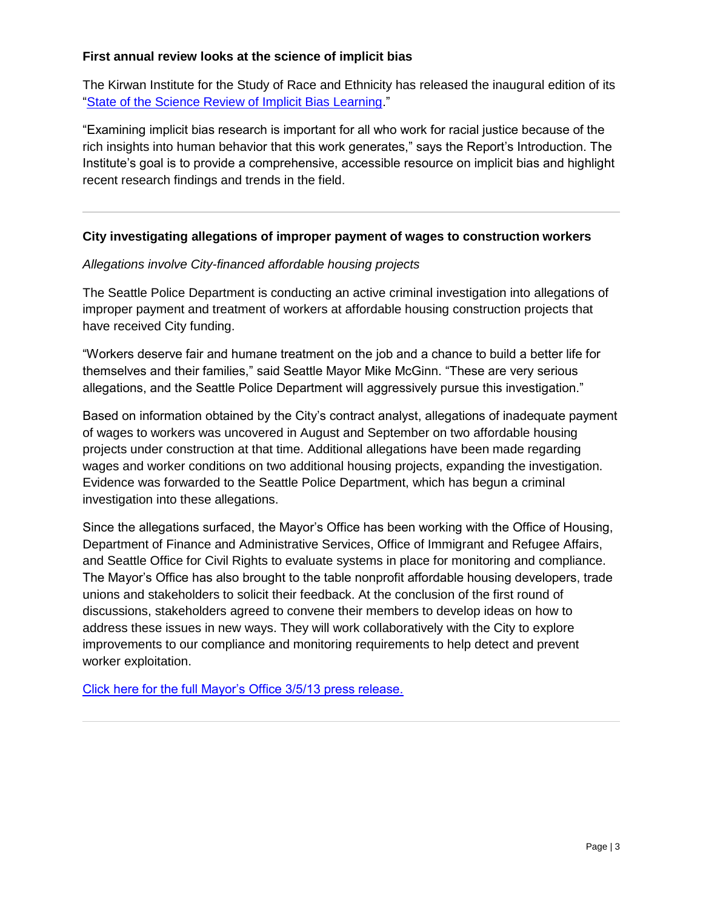**First annual review looks at the science of implicit bias**

The Kirwan Institute for the Study of Race and Ethnicity has released the inaugural edition of its "State of the Science Review of Implicit Bias Learning."

"Examining implicit bias research is important for all who work for racial justice because of the rich insights into human behavior that this work generates," says the Report's Introduction. The Institute's goal is to provide a comprehensive, accessible resource on implicit bias and highlight recent research findings and trends in the field.

---

**City investigating allegations of improper payment of wages to construction workers**

*Allegations involve City-financed affordable housing projects*

The Seattle Police Department is conducting an active criminal investigation into allegations of improper payment and treatment of workers at affordable housing construction projects that have received City funding.

"Workers deserve fair and humane treatment on the job and a chance to build a better life for themselves and their families," said Seattle Mayor Mike McGinn. "These are very serious allegations, and the Seattle Police Department will aggressively pursue this investigation."

Based on information obtained by the City's contract analyst, allegations of inadequate payment of wages to workers was uncovered in August and September on two affordable housing projects under construction at that time. Additional allegations have been made regarding wages and worker conditions on two additional housing projects, expanding the investigation. Evidence was forwarded to the Seattle Police Department, which has begun a criminal investigation into these allegations.

Since the allegations surfaced, the Mayor's Office has been working with the Office of Housing, Department of Finance and Administrative Services, Office of Immigrant and Refugee Affairs, and Seattle Office for Civil Rights to evaluate systems in place for monitoring and compliance. The Mayor's Office has also brought to the table nonprofit affordable housing developers, trade unions and stakeholders to solicit their feedback. At the conclusion of the first round of discussions, stakeholders agreed to convene their members to develop ideas on how to address these issues in new ways. They will work collaboratively with the City to explore improvements to our compliance and monitoring requirements to help detect and prevent worker exploitation.

Click here for the full Mayor's Office 3/5/13 press release.

---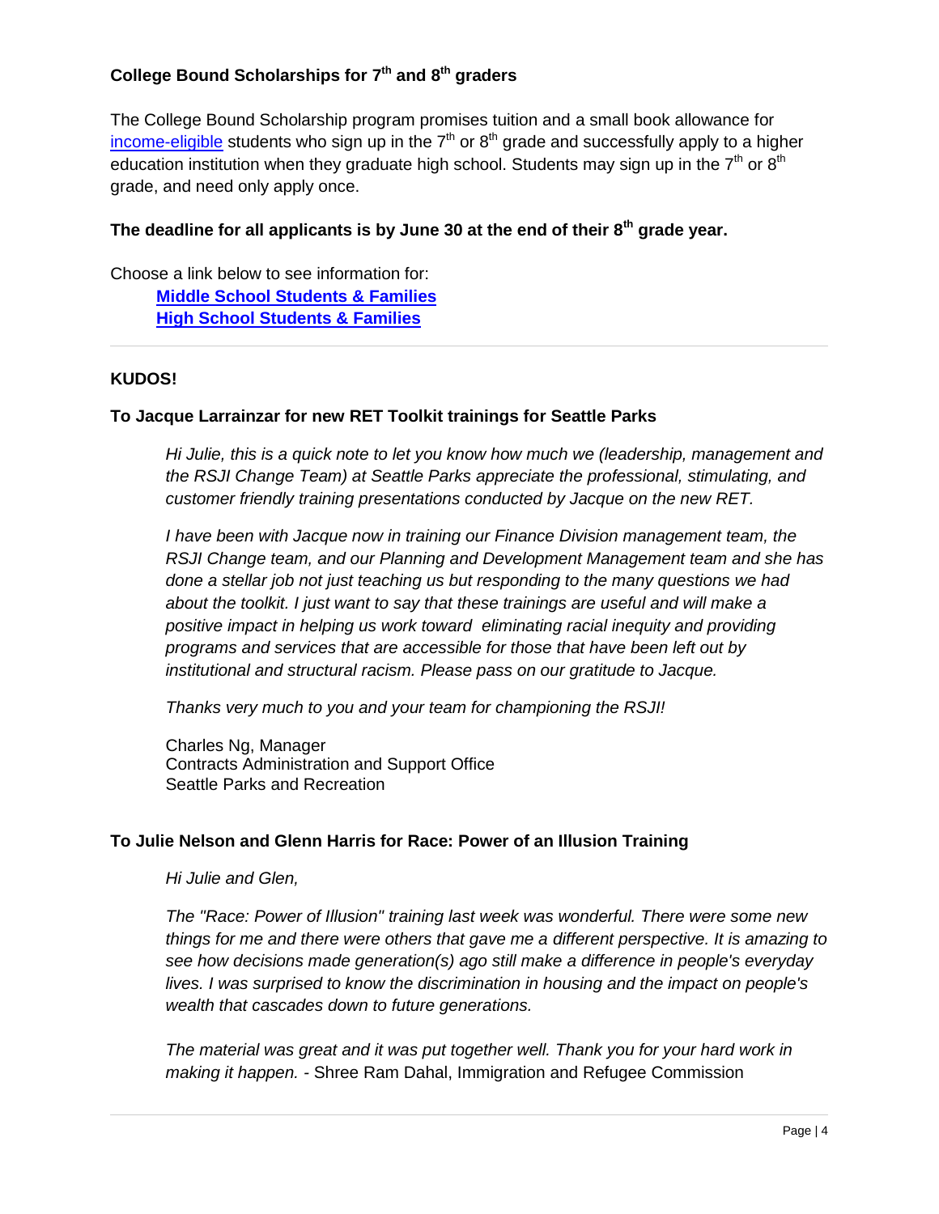### College Bound Scholarships for 7th and 8th graders

The College Bound Scholarship program promises tuition and a small book allowance for income-eligible students who sign up in the 7th or 8th grade and successfully apply to a higher education institution when they graduate high school. Students may sign up in the 7th or 8th grade, and need only apply once.

**The deadline for all applicants is by June 30 at the end of their 8th grade year.**

Choose a link below to see information for:

**Middle School Students & Families**
**High School Students & Families**

---

### KUDOS!

#### To Jacque Larrainzar for new RET Toolkit trainings for Seattle Parks

*Hi Julie, this is a quick note to let you know how much we (leadership, management and the RSJI Change Team) at Seattle Parks appreciate the professional, stimulating, and customer friendly training presentations conducted by Jacque on the new RET.*

*I have been with Jacque now in training our Finance Division management team, the RSJI Change team, and our Planning and Development Management team and she has done a stellar job not just teaching us but responding to the many questions we had about the toolkit. I just want to say that these trainings are useful and will make a positive impact in helping us work toward eliminating racial inequity and providing programs and services that are accessible for those that have been left out by institutional and structural racism. Please pass on our gratitude to Jacque.*

*Thanks very much to you and your team for championing the RSJI!*

Charles Ng, Manager
Contracts Administration and Support Office
Seattle Parks and Recreation

#### To Julie Nelson and Glenn Harris for Race: Power of an Illusion Training

*Hi Julie and Glen,*

*The "Race: Power of Illusion" training last week was wonderful. There were some new things for me and there were others that gave me a different perspective. It is amazing to see how decisions made generation(s) ago still make a difference in people's everyday lives. I was surprised to know the discrimination in housing and the impact on people's wealth that cascades down to future generations.*

*The material was great and it was put together well. Thank you for your hard work in making it happen.* - Shree Ram Dahal, Immigration and Refugee Commission

---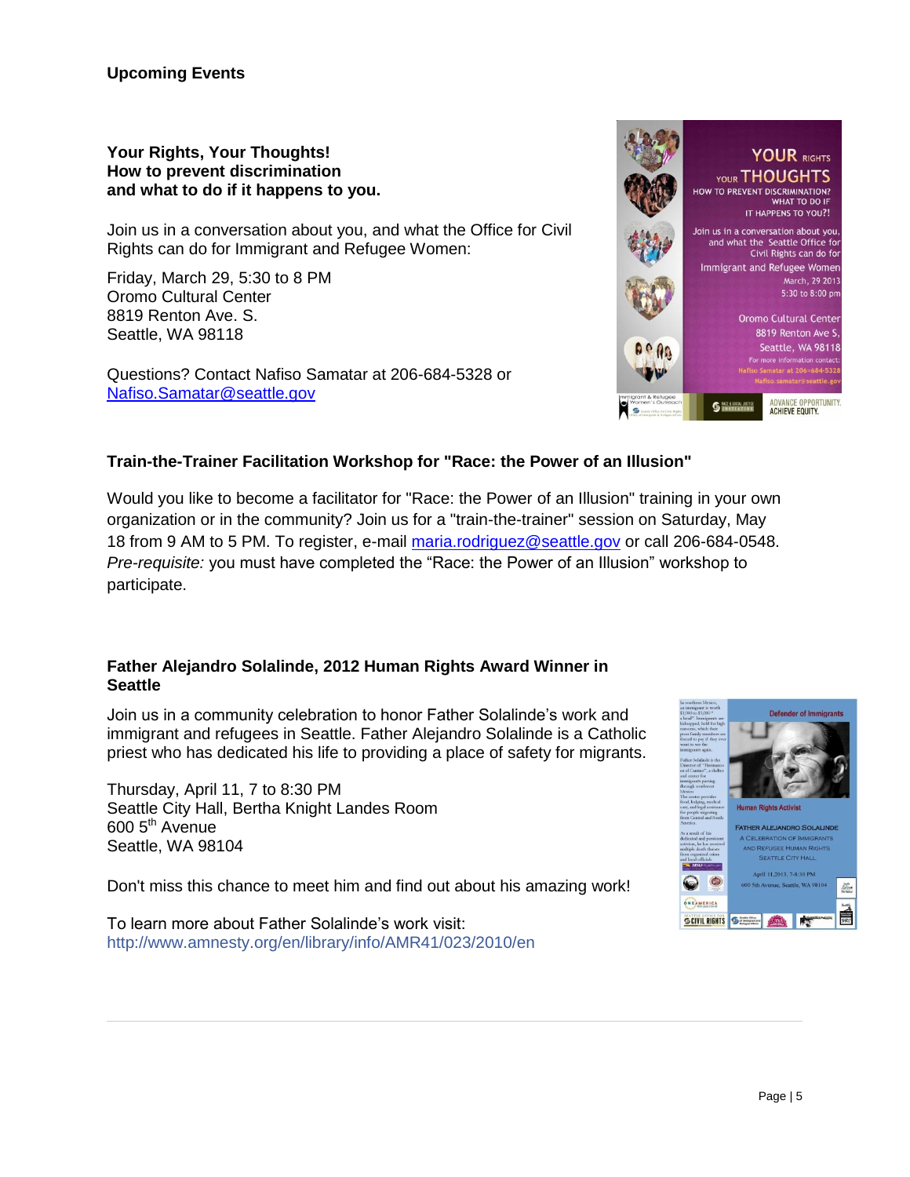## Upcoming Events

**Your Rights, Your Thoughts!**
**How to prevent discrimination**
**and what to do if it happens to you.**

Join us in a conversation about you, and what the Office for Civil Rights can do for Immigrant and Refugee Women:

Friday, March 29, 5:30 to 8 PM
Oromo Cultural Center
8819 Renton Ave. S.
Seattle, WA 98118

Questions? Contact Nafiso Samatar at 206-684-5328 or [Nafiso.Samatar@seattle.gov](mailto:Nafiso.Samatar@seattle.gov)

### Train-the-Trainer Facilitation Workshop for "Race: the Power of an Illusion"

Would you like to become a facilitator for "Race: the Power of an Illusion" training in your own organization or in the community? Join us for a "train-the-trainer" session on Saturday, May 18 from 9 AM to 5 PM. To register, e-mail [maria.rodriguez@seattle.gov](mailto:maria.rodriguez@seattle.gov) or call 206-684-0548. *Pre-requisite:* you must have completed the "Race: the Power of an Illusion" workshop to participate.

### Father Alejandro Solalinde, 2012 Human Rights Award Winner in Seattle

Join us in a community celebration to honor Father Solalinde's work and immigrant and refugees in Seattle. Father Alejandro Solalinde is a Catholic priest who has dedicated his life to providing a place of safety for migrants.

Thursday, April 11, 7 to 8:30 PM
Seattle City Hall, Bertha Knight Landes Room
600 5th Avenue
Seattle, WA 98104

Don't miss this chance to meet him and find out about his amazing work!

To learn more about Father Solalinde's work visit:
http://www.amnesty.org/en/library/info/AMR41/023/2010/en